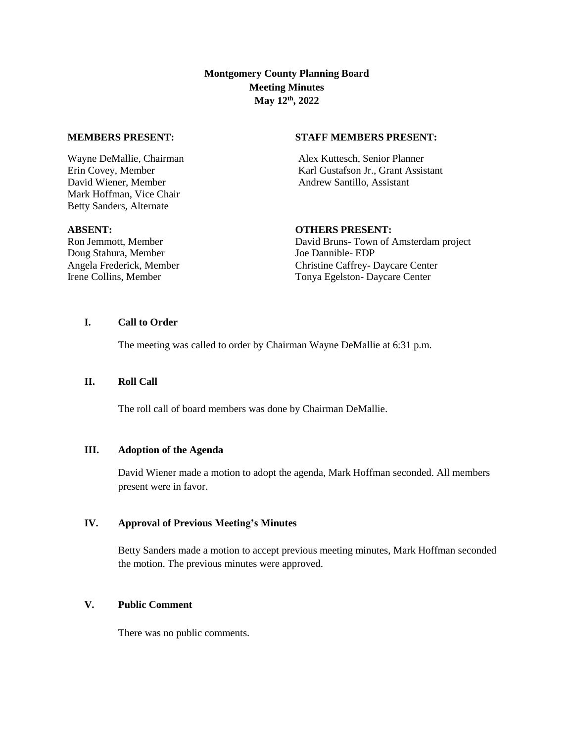**Montgomery County Planning Board**
**Meeting Minutes**
**May 12th, 2022**

**MEMBERS PRESENT:**

Wayne DeMallie, Chairman
Erin Covey, Member
David Wiener, Member
Mark Hoffman, Vice Chair
Betty Sanders, Alternate

**STAFF MEMBERS PRESENT:**

Alex Kuttesch, Senior Planner
Karl Gustafson Jr., Grant Assistant
Andrew Santillo, Assistant

**ABSENT:**

Ron Jemmott, Member
Doug Stahura, Member
Angela Frederick, Member
Irene Collins, Member

**OTHERS PRESENT:**

David Bruns- Town of Amsterdam project
Joe Dannible- EDP
Christine Caffrey- Daycare Center
Tonya Egelston- Daycare Center

## I. Call to Order

The meeting was called to order by Chairman Wayne DeMallie at 6:31 p.m.

## II. Roll Call

The roll call of board members was done by Chairman DeMallie.

## III. Adoption of the Agenda

David Wiener made a motion to adopt the agenda, Mark Hoffman seconded. All members present were in favor.

## IV. Approval of Previous Meeting's Minutes

Betty Sanders made a motion to accept previous meeting minutes, Mark Hoffman seconded the motion. The previous minutes were approved.

## V. Public Comment

There was no public comments.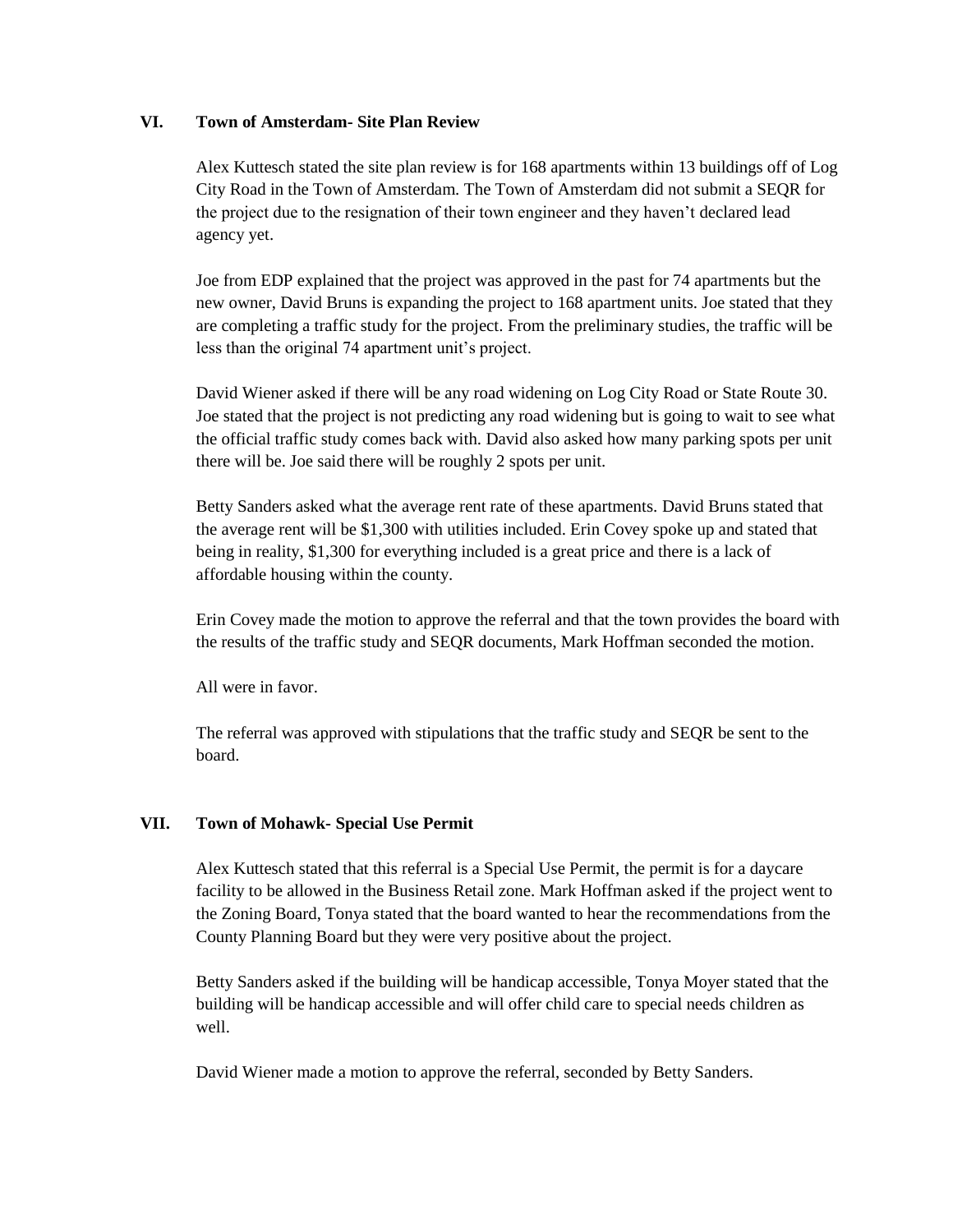## VI. Town of Amsterdam- Site Plan Review

Alex Kuttesch stated the site plan review is for 168 apartments within 13 buildings off of Log City Road in the Town of Amsterdam. The Town of Amsterdam did not submit a SEQR for the project due to the resignation of their town engineer and they haven't declared lead agency yet.

Joe from EDP explained that the project was approved in the past for 74 apartments but the new owner, David Bruns is expanding the project to 168 apartment units. Joe stated that they are completing a traffic study for the project. From the preliminary studies, the traffic will be less than the original 74 apartment unit's project.

David Wiener asked if there will be any road widening on Log City Road or State Route 30. Joe stated that the project is not predicting any road widening but is going to wait to see what the official traffic study comes back with. David also asked how many parking spots per unit there will be. Joe said there will be roughly 2 spots per unit.

Betty Sanders asked what the average rent rate of these apartments. David Bruns stated that the average rent will be $1,300 with utilities included. Erin Covey spoke up and stated that being in reality, $1,300 for everything included is a great price and there is a lack of affordable housing within the county.

Erin Covey made the motion to approve the referral and that the town provides the board with the results of the traffic study and SEQR documents, Mark Hoffman seconded the motion.

All were in favor.

The referral was approved with stipulations that the traffic study and SEQR be sent to the board.

## VII. Town of Mohawk- Special Use Permit

Alex Kuttesch stated that this referral is a Special Use Permit, the permit is for a daycare facility to be allowed in the Business Retail zone. Mark Hoffman asked if the project went to the Zoning Board, Tonya stated that the board wanted to hear the recommendations from the County Planning Board but they were very positive about the project.

Betty Sanders asked if the building will be handicap accessible, Tonya Moyer stated that the building will be handicap accessible and will offer child care to special needs children as well.

David Wiener made a motion to approve the referral, seconded by Betty Sanders.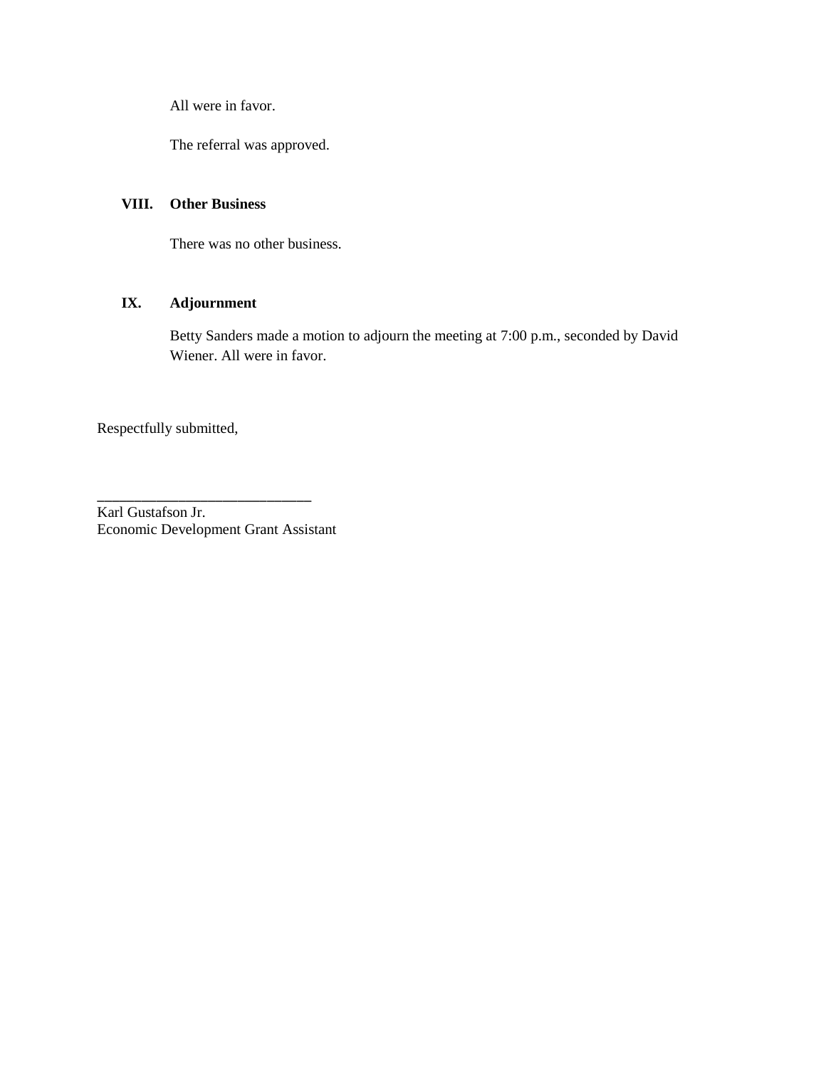All were in favor.

The referral was approved.

## VIII. Other Business

There was no other business.

## IX. Adjournment

Betty Sanders made a motion to adjourn the meeting at 7:00 p.m., seconded by David Wiener. All were in favor.

Respectfully submitted,

____________________________

Karl Gustafson Jr.
Economic Development Grant Assistant